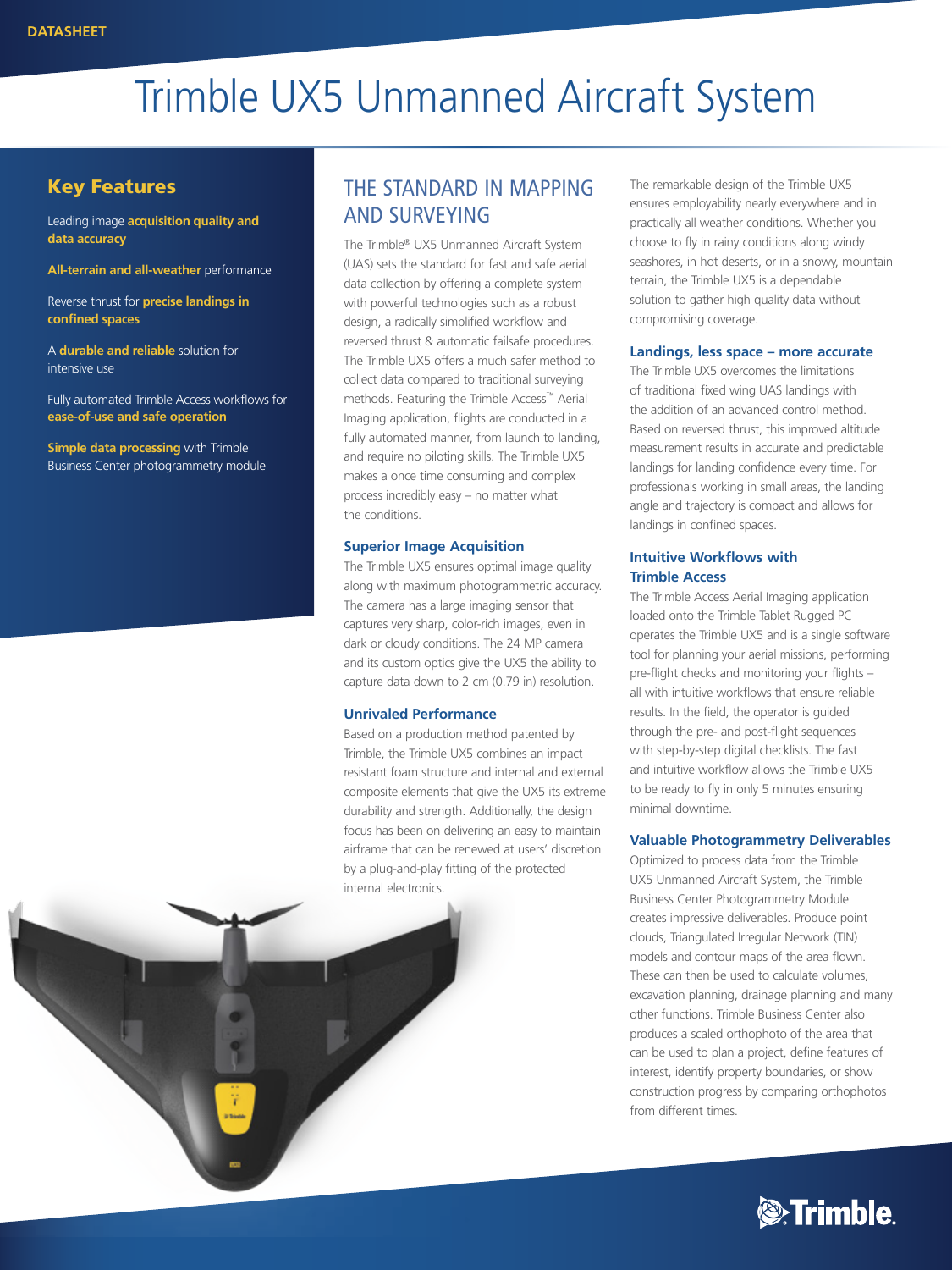DATASHEET

# Trimble UX5 Unmanned Aircraft System

## Key Features

Leading image **acquisition quality and data accuracy**

**All-terrain and all-weather** performance

Reverse thrust for **precise landings in confined spaces**

A **durable and reliable** solution for intensive use

Fully automated Trimble Access workflows for **ease-of-use and safe operation**

**Simple data processing** with Trimble Business Center photogrammetry module

## THE STANDARD IN MAPPING AND SURVEYING

The Trimble® UX5 Unmanned Aircraft System (UAS) sets the standard for fast and safe aerial data collection by offering a complete system with powerful technologies such as a robust design, a radically simplified workflow and reversed thrust & automatic failsafe procedures. The Trimble UX5 offers a much safer method to collect data compared to traditional surveying methods. Featuring the Trimble Access™ Aerial Imaging application, flights are conducted in a fully automated manner, from launch to landing, and require no piloting skills. The Trimble UX5 makes a once time consuming and complex process incredibly easy – no matter what the conditions.

### Superior Image Acquisition

The Trimble UX5 ensures optimal image quality along with maximum photogrammetric accuracy. The camera has a large imaging sensor that captures very sharp, color-rich images, even in dark or cloudy conditions. The 24 MP camera and its custom optics give the UX5 the ability to capture data down to 2 cm (0.79 in) resolution.

### Unrivaled Performance

Based on a production method patented by Trimble, the Trimble UX5 combines an impact resistant foam structure and internal and external composite elements that give the UX5 its extreme durability and strength. Additionally, the design focus has been on delivering an easy to maintain airframe that can be renewed at users' discretion by a plug-and-play fitting of the protected internal electronics.

The remarkable design of the Trimble UX5 ensures employability nearly everywhere and in practically all weather conditions. Whether you choose to fly in rainy conditions along windy seashores, in hot deserts, or in a snowy, mountain terrain, the Trimble UX5 is a dependable solution to gather high quality data without compromising coverage.

### Landings, less space – more accurate

The Trimble UX5 overcomes the limitations of traditional fixed wing UAS landings with the addition of an advanced control method. Based on reversed thrust, this improved altitude measurement results in accurate and predictable landings for landing confidence every time. For professionals working in small areas, the landing angle and trajectory is compact and allows for landings in confined spaces.

### Intuitive Workflows with Trimble Access

The Trimble Access Aerial Imaging application loaded onto the Trimble Tablet Rugged PC operates the Trimble UX5 and is a single software tool for planning your aerial missions, performing pre-flight checks and monitoring your flights – all with intuitive workflows that ensure reliable results. In the field, the operator is guided through the pre- and post-flight sequences with step-by-step digital checklists. The fast and intuitive workflow allows the Trimble UX5 to be ready to fly in only 5 minutes ensuring minimal downtime.

### Valuable Photogrammetry Deliverables

Optimized to process data from the Trimble UX5 Unmanned Aircraft System, the Trimble Business Center Photogrammetry Module creates impressive deliverables. Produce point clouds, Triangulated Irregular Network (TIN) models and contour maps of the area flown. These can then be used to calculate volumes, excavation planning, drainage planning and many other functions. Trimble Business Center also produces a scaled orthophoto of the area that can be used to plan a project, define features of interest, identify property boundaries, or show construction progress by comparing orthophotos from different times.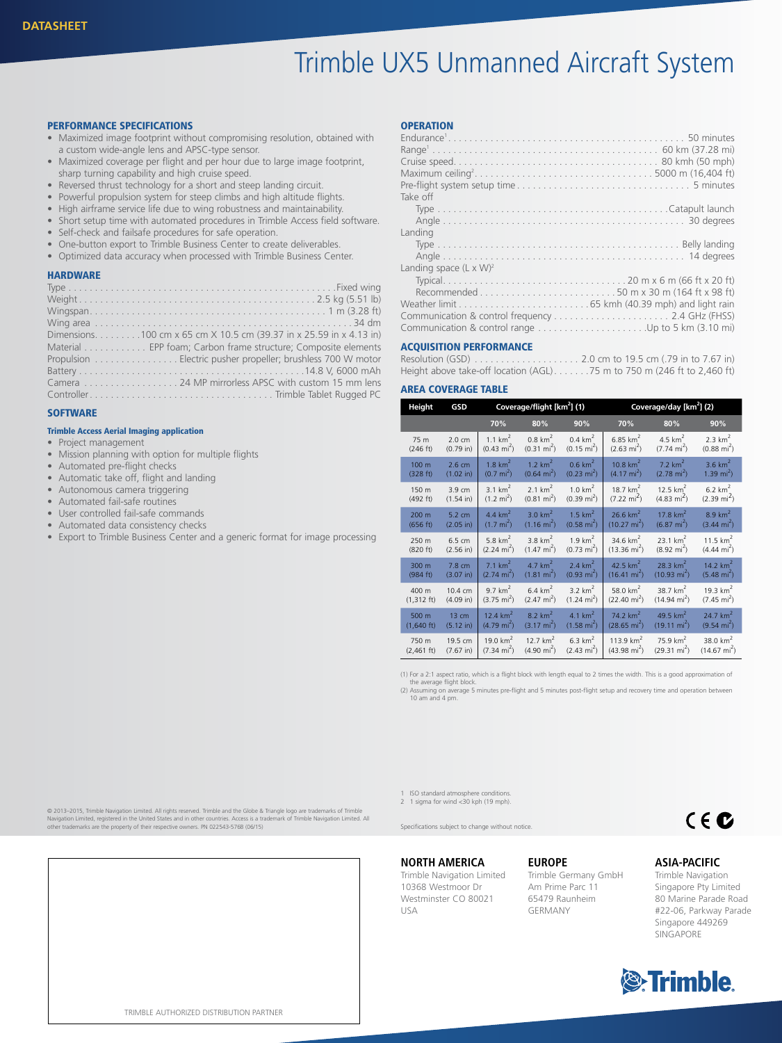DATASHEET

# Trimble UX5 Unmanned Aircraft System

## PERFORMANCE SPECIFICATIONS

- Maximized image footprint without compromising resolution, obtained with a custom wide-angle lens and APSC-type sensor.
- Maximized coverage per flight and per hour due to large image footprint, sharp turning capability and high cruise speed.
- Reversed thrust technology for a short and steep landing circuit.
- Powerful propulsion system for steep climbs and high altitude flights.
- High airframe service life due to wing robustness and maintainability.
- Short setup time with automated procedures in Trimble Access field software.
- Self-check and failsafe procedures for safe operation.
- One-button export to Trimble Business Center to create deliverables.
- Optimized data accuracy when processed with Trimble Business Center.

## HARDWARE

| | |
|---|---|
| Type | Fixed wing |
| Weight | 2.5 kg (5.51 lb) |
| Wingspan | 1 m (3.28 ft) |
| Wing area | 34 dm |
| Dimensions | 100 cm x 65 cm X 10.5 cm (39.37 in x 25.59 in x 4.13 in) |
| Material | EPP foam; Carbon frame structure; Composite elements |
| Propulsion | Electric pusher propeller; brushless 700 W motor |
| Battery | 14.8 V, 6000 mAh |
| Camera | 24 MP mirrorless APSC with custom 15 mm lens |
| Controller | Trimble Tablet Rugged PC |

## SOFTWARE

### Trimble Access Aerial Imaging application

- Project management
- Mission planning with option for multiple flights
- Automated pre-flight checks
- Automatic take off, flight and landing
- Autonomous camera triggering
- Automated fail-safe routines
- User controlled fail-safe commands
- Automated data consistency checks
- Export to Trimble Business Center and a generic format for image processing

## OPERATION

| | |
|---|---|
| Endurance[1] | 50 minutes |
| Range[1] | 60 km (37.28 mi) |
| Cruise speed | 80 kmh (50 mph) |
| Maximum ceiling[2] | 5000 m (16,404 ft) |
| Pre-flight system setup time | 5 minutes |
| Take off | |
| Type | Catapult launch |
| Angle | 30 degrees |
| Landing | |
| Type | Belly landing |
| Angle | 14 degrees |
| Landing space (L x W)[2] | |
| Typical | 20 m x 6 m (66 ft x 20 ft) |
| Recommended | 50 m x 30 m (164 ft x 98 ft) |
| Weather limit | 65 kmh (40.39 mph) and light rain |
| Communication & control frequency | 2.4 GHz (FHSS) |
| Communication & control range | Up to 5 km (3.10 mi) |

## ACQUISITION PERFORMANCE

| | |
|---|---|
| Resolution (GSD) | 2.0 cm to 19.5 cm (.79 in to 7.67 in) |
| Height above take-off location (AGL) | 75 m to 750 m (246 ft to 2,460 ft) |

## AREA COVERAGE TABLE

| Height | GSD | Coverage/flight [km$^2$] (1) | | | Coverage/day [km$^2$] (2) | | |
|---|---|---|---|---|---|---|---|
| | | 70% | 80% | 90% | 70% | 80% | 90% |
| 75 m (246 ft) | 2.0 cm (0.79 in) | 1.1 km$^2$ (0.43 mi$^2$) | 0.8 km$^2$ (0.31 mi$^2$) | 0.4 km$^2$ (0.15 mi$^2$) | 6.85 km$^2$ (2.63 mi$^2$) | 4.5 km$^2$ (7.74 mi$^2$) | 2.3 km$^2$ (0.88 mi$^2$) |
| 100 m (328 ft) | 2.6 cm (1.02 in) | 1.8 km$^2$ (0.7 mi$^2$) | 1.2 km$^2$ (0.64 mi$^2$) | 0.6 km$^2$ (0.23 mi$^2$) | 10.8 km$^2$ (4.17 mi$^2$) | 7.2 km$^2$ (2.78 mi$^2$) | 3.6 km$^2$ 1.39 mi$^2$) |
| 150 m (492 ft) | 3.9 cm (1.54 in) | 3.1 km$^2$ (1.2 mi$^2$) | 2.1 km$^2$ (0.81 mi$^2$) | 1.0 km$^2$ (0.39 mi$^2$) | 18.7 km$^2$ (7.22 mi$^2$) | 12.5 km$^2$ (4.83 mi$^2$) | 6.2 km$^2$ (2.39 mi$^2$) |
| 200 m (656 ft) | 5.2 cm (2.05 in) | 4.4 km$^2$ (1.7 mi$^2$) | 3.0 km$^2$ (1.16 mi$^2$) | 1.5 km$^2$ (0.58 mi$^2$) | 26.6 km$^2$ (10.27 mi$^2$) | 17.8 km$^2$ (6.87 mi$^2$) | 8.9 km$^2$ (3.44 mi$^2$) |
| 250 m (820 ft) | 6.5 cm (2.56 in) | 5.8 km$^2$ (2.24 mi$^2$) | 3.8 km$^2$ (1.47 mi$^2$) | 1.9 km$^2$ (0.73 mi$^2$) | 34.6 km$^2$ (13.36 mi$^2$) | 23.1 km$^2$ (8.92 mi$^2$) | 11.5 km$^2$ (4.44 mi$^2$) |
| 300 m (984 ft) | 7.8 cm (3.07 in) | 7.1 km$^2$ (2.74 mi$^2$) | 4.7 km$^2$ (1.81 mi$^2$) | 2.4 km$^2$ (0.93 mi$^2$) | 42.5 km$^2$ (16.41 mi$^2$) | 28.3 km$^2$ (10.93 mi$^2$) | 14.2 km$^2$ (5.48 mi$^2$) |
| 400 m (1,312 ft) | 10.4 cm (4.09 in) | 9.7 km$^2$ (3.75 mi$^2$) | 6.4 km$^2$ (2.47 mi$^2$) | 3.2 km$^2$ (1.24 mi$^2$) | 58.0 km$^2$ (22.40 mi$^2$) | 38.7 km$^2$ (14.94 mi$^2$) | 19.3 km$^2$ (7.45 mi$^2$) |
| 500 m (1,640 ft) | 13 cm (5.12 in) | 12.4 km$^2$ (4.79 mi$^2$) | 8.2 km$^2$ (3.17 mi$^2$) | 4.1 km$^2$ (1.58 mi$^2$) | 74.2 km$^2$ (28.65 mi$^2$) | 49.5 km$^2$ (19.11 mi$^2$) | 24.7 km$^2$ (9.54 mi$^2$) |
| 750 m (2,461 ft) | 19.5 cm (7.67 in) | 19.0 km$^2$ (7.34 mi$^2$) | 12.7 km$^2$ (4.90 mi$^2$) | 6.3 km$^2$ (2.43 mi$^2$) | 113.9 km$^2$ (43.98 mi$^2$) | 75.9 km$^2$ (29.31 mi$^2$) | 38.0 km$^2$ (14.67 mi$^2$) |

(1) For a 2:1 aspect ratio, which is a flight block with length equal to 2 times the width. This is a good approximation of the average flight block.
(2) Assuming on average 5 minutes pre-flight and 5 minutes post-flight setup and recovery time and operation between 10 am and 4 pm.

1 ISO standard atmosphere conditions.
2 1 sigma for wind <30 kph (19 mph).

Specifications subject to change without notice.

© 2013–2015, Trimble Navigation Limited. All rights reserved. Trimble and the Globe & Triangle logo are trademarks of Trimble Navigation Limited, registered in the United States and in other countries. Access is a trademark of Trimble Navigation Limited. All other trademarks are the property of their respective owners. PN 022543-5768 (06/15)

**NORTH AMERICA**
Trimble Navigation Limited
10368 Westmoor Dr
Westminster CO 80021
USA

**EUROPE**
Trimble Germany GmbH
Am Prime Parc 11
65479 Raunheim
GERMANY

**ASIA-PACIFIC**
Trimble Navigation
Singapore Pty Limited
80 Marine Parade Road
#22-06, Parkway Parade
Singapore 449269
SINGAPORE

TRIMBLE AUTHORIZED DISTRIBUTION PARTNER